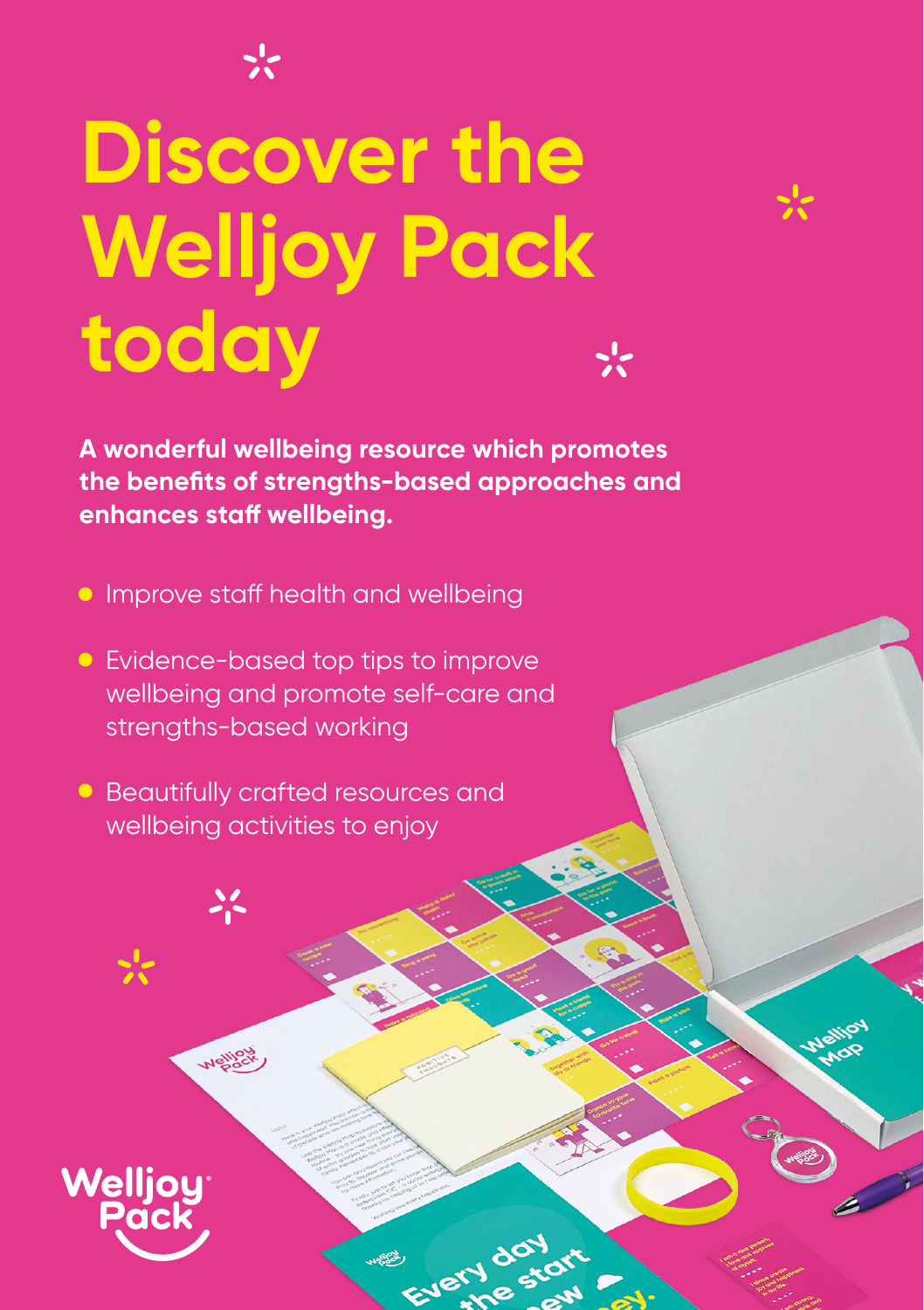# Discover the Welljoy Pack today

**A wonderful wellbeing resource which promotes the benefits of strengths-based approaches and enhances staff wellbeing.**

- Improve staff health and wellbeing
- Evidence-based top tips to improve wellbeing and promote self-care and strengths-based working
- Beautifully crafted resources and wellbeing activities to enjoy

Welljoy Pack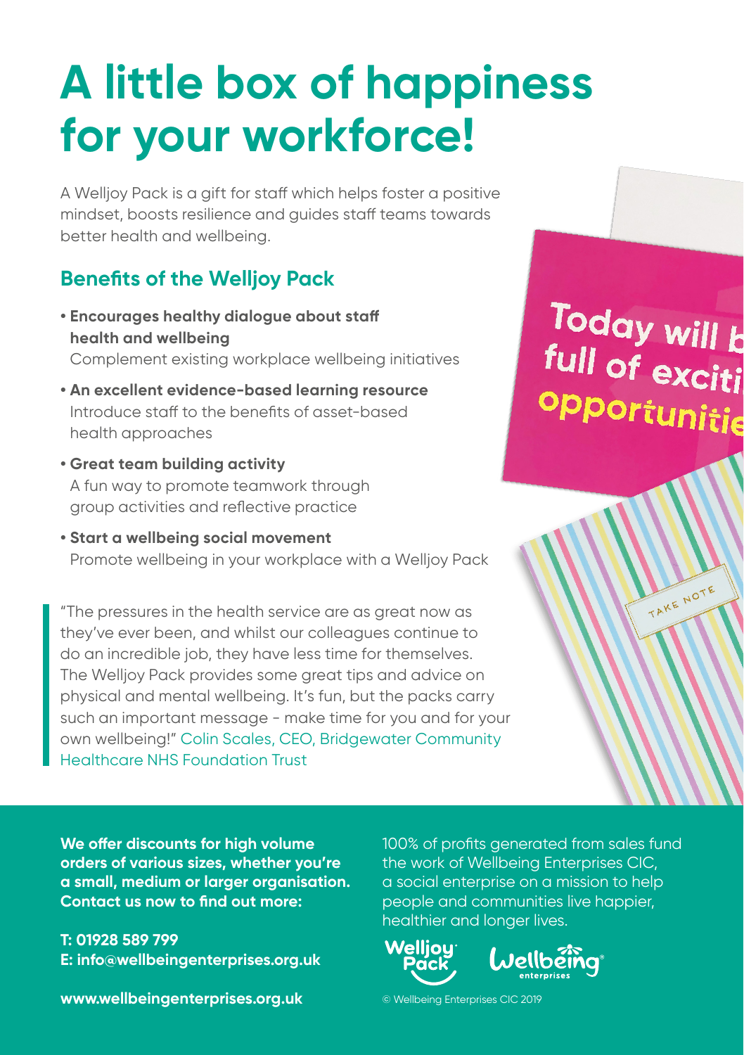# A little box of happiness for your workforce!

A Welljoy Pack is a gift for staff which helps foster a positive mindset, boosts resilience and guides staff teams towards better health and wellbeing.

## Benefits of the Welljoy Pack

- **Encourages healthy dialogue about staff health and wellbeing**
  Complement existing workplace wellbeing initiatives
- **An excellent evidence-based learning resource**
  Introduce staff to the benefits of asset-based health approaches
- **Great team building activity**
  A fun way to promote teamwork through group activities and reflective practice
- **Start a wellbeing social movement**
  Promote wellbeing in your workplace with a Welljoy Pack

> "The pressures in the health service are as great now as they've ever been, and whilst our colleagues continue to do an incredible job, they have less time for themselves. The Welljoy Pack provides some great tips and advice on physical and mental wellbeing. It's fun, but the packs carry such an important message - make time for you and for your own wellbeing!" Colin Scales, CEO, Bridgewater Community Healthcare NHS Foundation Trust

**We offer discounts for high volume orders of various sizes, whether you're a small, medium or larger organisation. Contact us now to find out more:**

**T: 01928 589 799**
**E: info@wellbeingenterprises.org.uk**

**www.wellbeingenterprises.org.uk**

100% of profits generated from sales fund the work of Wellbeing Enterprises CIC, a social enterprise on a mission to help people and communities live happier, healthier and longer lives.

© Wellbeing Enterprises CIC 2019